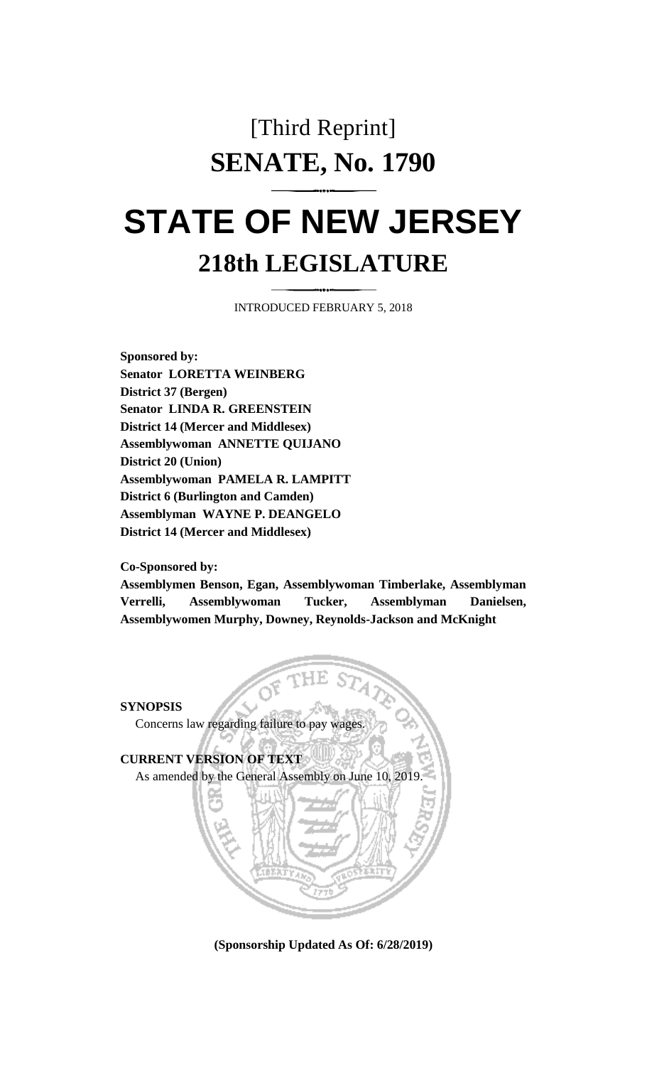[Third Reprint]

# SENATE, No. 1790

# STATE OF NEW JERSEY

## 218th LEGISLATURE

INTRODUCED FEBRUARY 5, 2018

**Sponsored by:**
**Senator LORETTA WEINBERG**
**District 37 (Bergen)**
**Senator LINDA R. GREENSTEIN**
**District 14 (Mercer and Middlesex)**
**Assemblywoman ANNETTE QUIJANO**
**District 20 (Union)**
**Assemblywoman PAMELA R. LAMPITT**
**District 6 (Burlington and Camden)**
**Assemblyman WAYNE P. DEANGELO**
**District 14 (Mercer and Middlesex)**

**Co-Sponsored by:**
**Assemblymen Benson, Egan, Assemblywoman Timberlake, Assemblyman Verrelli, Assemblywoman Tucker, Assemblyman Danielsen, Assemblywomen Murphy, Downey, Reynolds-Jackson and McKnight**

**SYNOPSIS**

Concerns law regarding failure to pay wages.

**CURRENT VERSION OF TEXT**

As amended by the General Assembly on June 10, 2019.

**(Sponsorship Updated As Of: 6/28/2019)**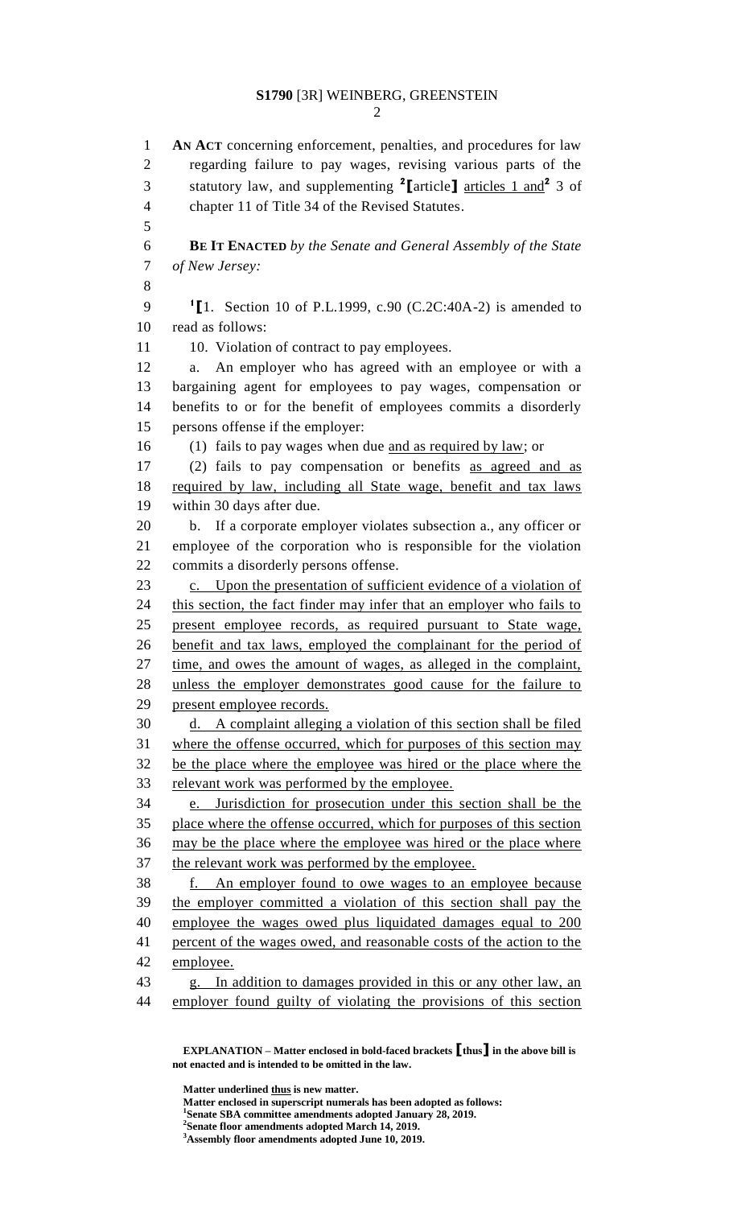AN ACT concerning enforcement, penalties, and procedures for law regarding failure to pay wages, revising various parts of the statutory law, and supplementing [2]**[**article**]** articles 1 and[2] 3 of chapter 11 of Title 34 of the Revised Statutes.

**BE IT ENACTED** *by the Senate and General Assembly of the State of New Jersey:*

[1]**[**1. Section 10 of P.L.1999, c.90 (C.2C:40A-2) is amended to read as follows:

10. Violation of contract to pay employees.

a. An employer who has agreed with an employee or with a bargaining agent for employees to pay wages, compensation or benefits to or for the benefit of employees commits a disorderly persons offense if the employer:

(1) fails to pay wages when due and as required by law; or

(2) fails to pay compensation or benefits as agreed and as required by law, including all State wage, benefit and tax laws within 30 days after due.

b. If a corporate employer violates subsection a., any officer or employee of the corporation who is responsible for the violation commits a disorderly persons offense.

c. Upon the presentation of sufficient evidence of a violation of this section, the fact finder may infer that an employer who fails to present employee records, as required pursuant to State wage, benefit and tax laws, employed the complainant for the period of time, and owes the amount of wages, as alleged in the complaint, unless the employer demonstrates good cause for the failure to present employee records.

d. A complaint alleging a violation of this section shall be filed where the offense occurred, which for purposes of this section may be the place where the employee was hired or the place where the relevant work was performed by the employee.

e. Jurisdiction for prosecution under this section shall be the place where the offense occurred, which for purposes of this section may be the place where the employee was hired or the place where the relevant work was performed by the employee.

f. An employer found to owe wages to an employee because the employer committed a violation of this section shall pay the employee the wages owed plus liquidated damages equal to 200 percent of the wages owed, and reasonable costs of the action to the employee.

g. In addition to damages provided in this or any other law, an employer found guilty of violating the provisions of this section

**EXPLANATION – Matter enclosed in bold-faced brackets [thus] in the above bill is not enacted and is intended to be omitted in the law.**

**Matter underlined thus is new matter.**
**Matter enclosed in superscript numerals has been adopted as follows:**
[1]**Senate SBA committee amendments adopted January 28, 2019.**
[2]**Senate floor amendments adopted March 14, 2019.**
[3]**Assembly floor amendments adopted June 10, 2019.**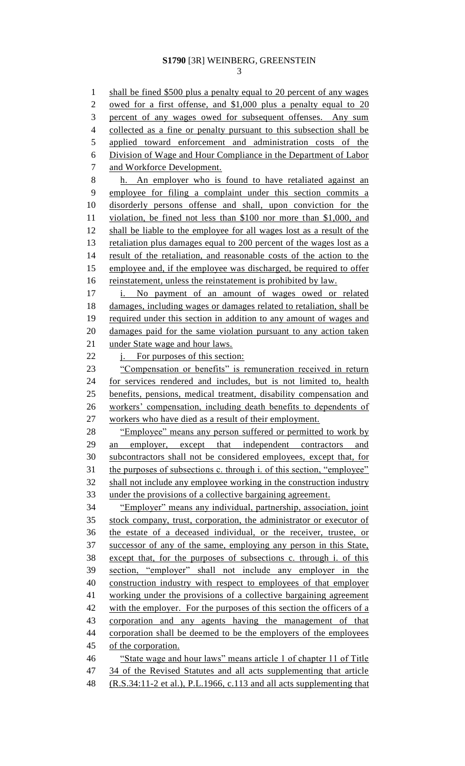shall be fined $500 plus a penalty equal to 20 percent of any wages owed for a first offense, and $1,000 plus a penalty equal to 20 percent of any wages owed for subsequent offenses. Any sum collected as a fine or penalty pursuant to this subsection shall be applied toward enforcement and administration costs of the Division of Wage and Hour Compliance in the Department of Labor and Workforce Development.

h. An employer who is found to have retaliated against an employee for filing a complaint under this section commits a disorderly persons offense and shall, upon conviction for the violation, be fined not less than $100 nor more than $1,000, and shall be liable to the employee for all wages lost as a result of the retaliation plus damages equal to 200 percent of the wages lost as a result of the retaliation, and reasonable costs of the action to the employee and, if the employee was discharged, be required to offer reinstatement, unless the reinstatement is prohibited by law.

i. No payment of an amount of wages owed or related damages, including wages or damages related to retaliation, shall be required under this section in addition to any amount of wages and damages paid for the same violation pursuant to any action taken under State wage and hour laws.

j. For purposes of this section:

"Compensation or benefits" is remuneration received in return for services rendered and includes, but is not limited to, health benefits, pensions, medical treatment, disability compensation and workers' compensation, including death benefits to dependents of workers who have died as a result of their employment.

"Employee" means any person suffered or permitted to work by an employer, except that independent contractors and subcontractors shall not be considered employees, except that, for the purposes of subsections c. through i. of this section, "employee" shall not include any employee working in the construction industry under the provisions of a collective bargaining agreement.

"Employer" means any individual, partnership, association, joint stock company, trust, corporation, the administrator or executor of the estate of a deceased individual, or the receiver, trustee, or successor of any of the same, employing any person in this State, except that, for the purposes of subsections c. through i. of this section, "employer" shall not include any employer in the construction industry with respect to employees of that employer working under the provisions of a collective bargaining agreement with the employer. For the purposes of this section the officers of a corporation and any agents having the management of that corporation shall be deemed to be the employers of the employees of the corporation.

"State wage and hour laws" means article 1 of chapter 11 of Title 34 of the Revised Statutes and all acts supplementing that article (R.S.34:11-2 et al.), P.L.1966, c.113 and all acts supplementing that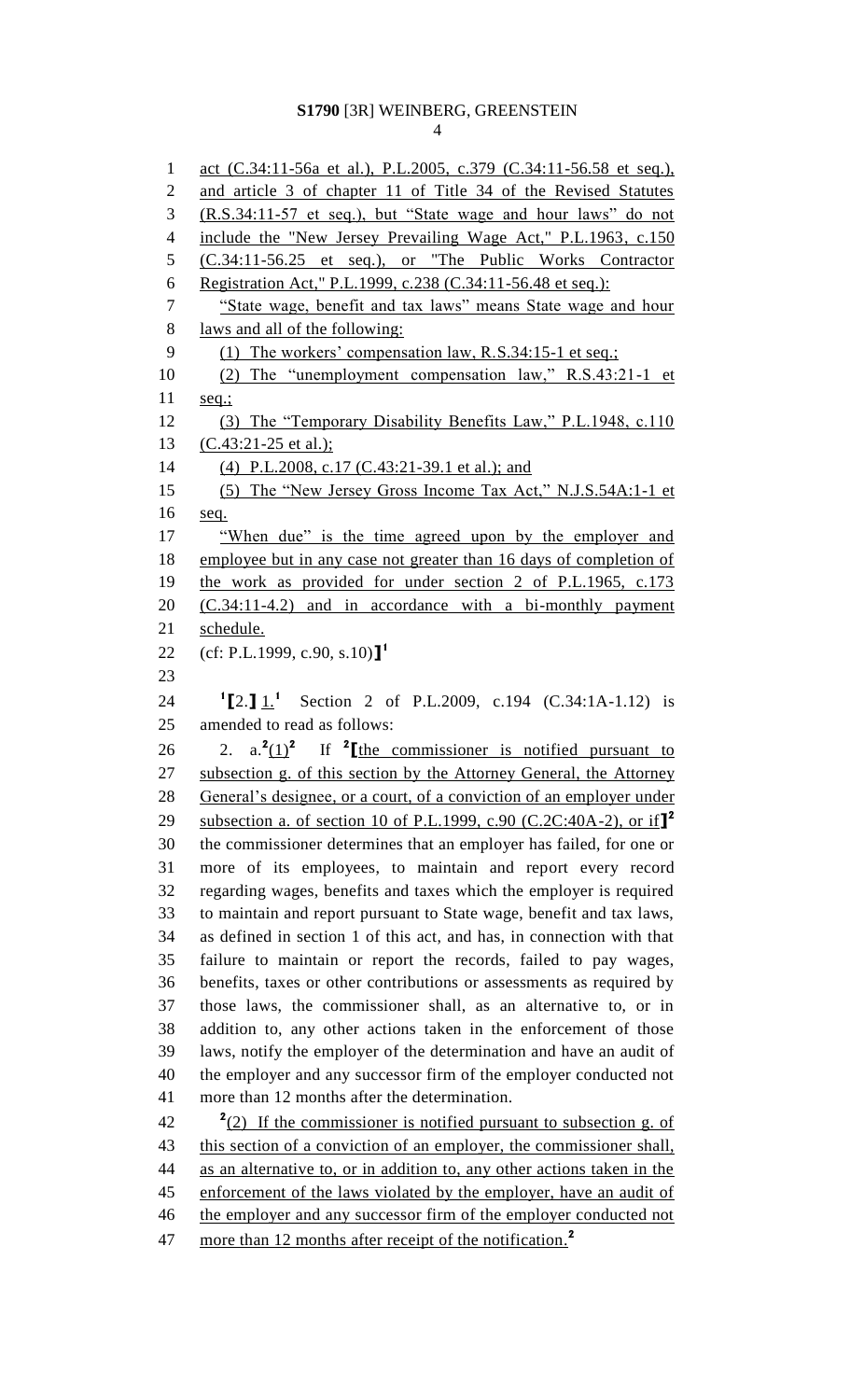act (C.34:11-56a et al.), P.L.2005, c.379 (C.34:11-56.58 et seq.), and article 3 of chapter 11 of Title 34 of the Revised Statutes (R.S.34:11-57 et seq.), but "State wage and hour laws" do not include the "New Jersey Prevailing Wage Act," P.L.1963, c.150 (C.34:11-56.25 et seq.), or "The Public Works Contractor Registration Act," P.L.1999, c.238 (C.34:11-56.48 et seq.):

"State wage, benefit and tax laws" means State wage and hour laws and all of the following:

(1) The workers' compensation law, R.S.34:15-1 et seq.;

(2) The "unemployment compensation law," R.S.43:21-1 et seq.;

(3) The "Temporary Disability Benefits Law," P.L.1948, c.110 (C.43:21-25 et al.);

(4) P.L.2008, c.17 (C.43:21-39.1 et al.); and

(5) The "New Jersey Gross Income Tax Act," N.J.S.54A:1-1 et seq.

"When due" is the time agreed upon by the employer and employee but in any case not greater than 16 days of completion of the work as provided for under section 2 of P.L.1965, c.173 (C.34:11-4.2) and in accordance with a bi-monthly payment schedule.

(cf: P.L.1999, c.90, s.10)][1]

[1][2.] 1.[1] Section 2 of P.L.2009, c.194 (C.34:1A-1.12) is amended to read as follows:

2. a.[2](1)[2] If [2][the commissioner is notified pursuant to subsection g. of this section by the Attorney General, the Attorney General's designee, or a court, of a conviction of an employer under subsection a. of section 10 of P.L.1999, c.90 (C.2C:40A-2), or if][2] the commissioner determines that an employer has failed, for one or more of its employees, to maintain and report every record regarding wages, benefits and taxes which the employer is required to maintain and report pursuant to State wage, benefit and tax laws, as defined in section 1 of this act, and has, in connection with that failure to maintain or report the records, failed to pay wages, benefits, taxes or other contributions or assessments as required by those laws, the commissioner shall, as an alternative to, or in addition to, any other actions taken in the enforcement of those laws, notify the employer of the determination and have an audit of the employer and any successor firm of the employer conducted not more than 12 months after the determination.

[2](2) If the commissioner is notified pursuant to subsection g. of this section of a conviction of an employer, the commissioner shall, as an alternative to, or in addition to, any other actions taken in the enforcement of the laws violated by the employer, have an audit of the employer and any successor firm of the employer conducted not more than 12 months after receipt of the notification.[2]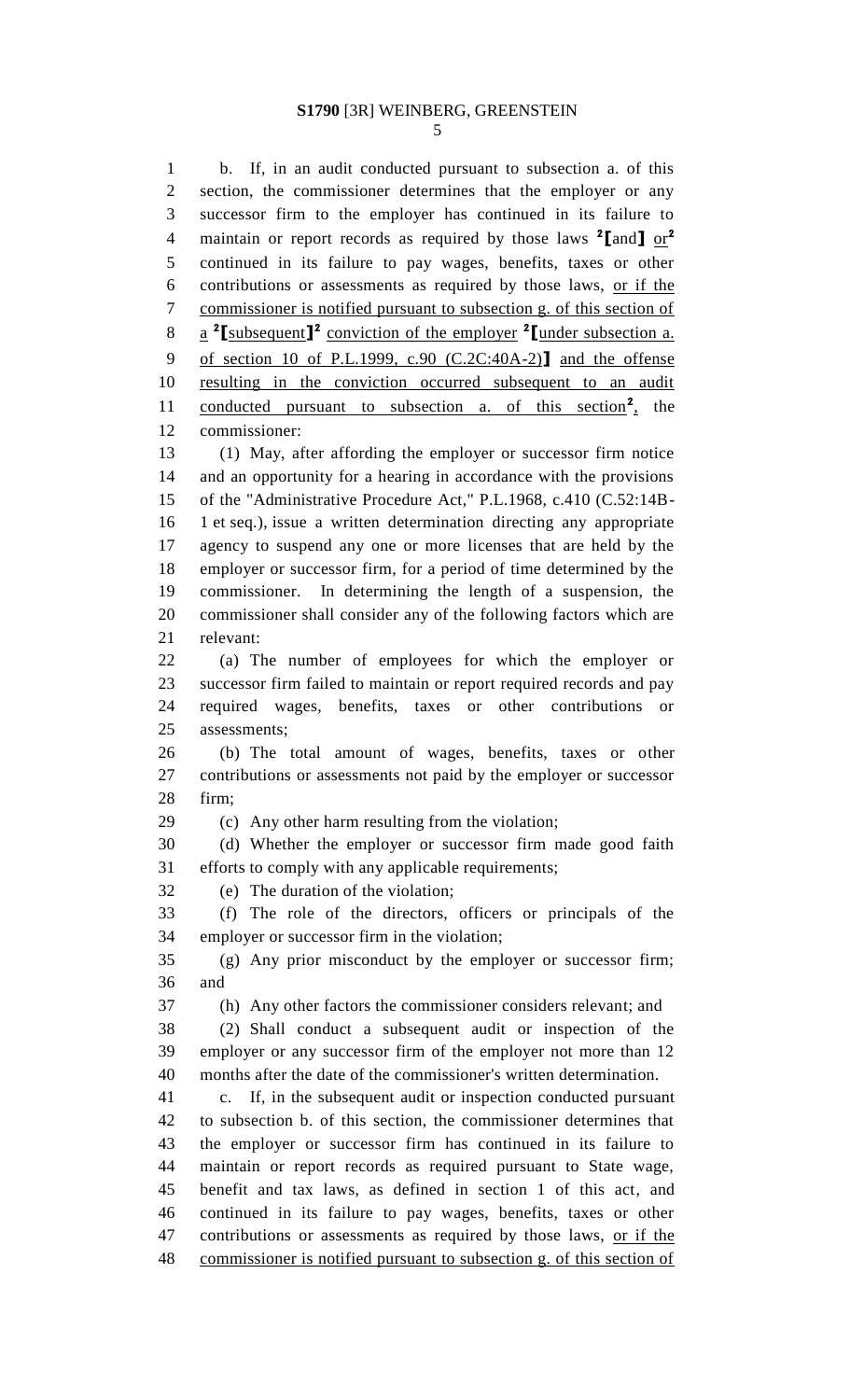b. If, in an audit conducted pursuant to subsection a. of this section, the commissioner determines that the employer or any successor firm to the employer has continued in its failure to maintain or report records as required by those laws [2][and] or[2] continued in its failure to pay wages, benefits, taxes or other contributions or assessments as required by those laws, or if the commissioner is notified pursuant to subsection g. of this section of a [2][subsequent][2] conviction of the employer [2][under subsection a. of section 10 of P.L.1999, c.90 (C.2C:40A-2)] and the offense resulting in the conviction occurred subsequent to an audit conducted pursuant to subsection a. of this section[2], the commissioner:

(1) May, after affording the employer or successor firm notice and an opportunity for a hearing in accordance with the provisions of the "Administrative Procedure Act," P.L.1968, c.410 (C.52:14B-1 et seq.), issue a written determination directing any appropriate agency to suspend any one or more licenses that are held by the employer or successor firm, for a period of time determined by the commissioner. In determining the length of a suspension, the commissioner shall consider any of the following factors which are relevant:

(a) The number of employees for which the employer or successor firm failed to maintain or report required records and pay required wages, benefits, taxes or other contributions or assessments;

(b) The total amount of wages, benefits, taxes or other contributions or assessments not paid by the employer or successor firm;

(c) Any other harm resulting from the violation;

(d) Whether the employer or successor firm made good faith efforts to comply with any applicable requirements;

(e) The duration of the violation;

(f) The role of the directors, officers or principals of the employer or successor firm in the violation;

(g) Any prior misconduct by the employer or successor firm; and

(h) Any other factors the commissioner considers relevant; and

(2) Shall conduct a subsequent audit or inspection of the employer or any successor firm of the employer not more than 12 months after the date of the commissioner's written determination.

c. If, in the subsequent audit or inspection conducted pursuant to subsection b. of this section, the commissioner determines that the employer or successor firm has continued in its failure to maintain or report records as required pursuant to State wage, benefit and tax laws, as defined in section 1 of this act, and continued in its failure to pay wages, benefits, taxes or other contributions or assessments as required by those laws, or if the commissioner is notified pursuant to subsection g. of this section of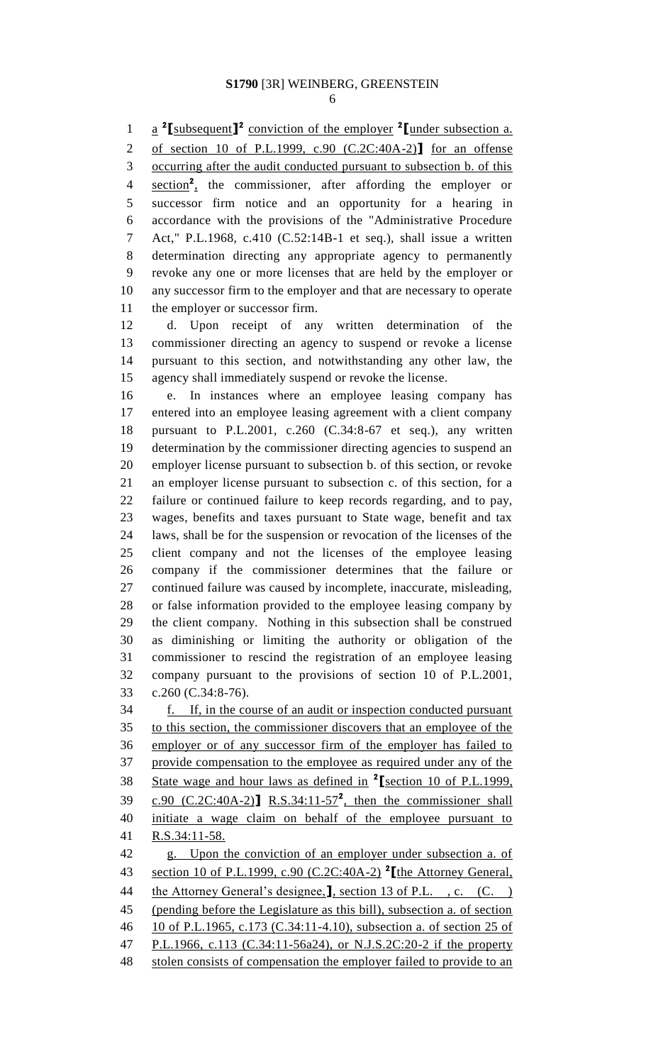a ²[subsequent]² conviction of the employer ²[under subsection a. of section 10 of P.L.1999, c.90 (C.2C:40A-2)] for an offense occurring after the audit conducted pursuant to subsection b. of this section², the commissioner, after affording the employer or successor firm notice and an opportunity for a hearing in accordance with the provisions of the "Administrative Procedure Act," P.L.1968, c.410 (C.52:14B-1 et seq.), shall issue a written determination directing any appropriate agency to permanently revoke any one or more licenses that are held by the employer or any successor firm to the employer and that are necessary to operate the employer or successor firm.

d. Upon receipt of any written determination of the commissioner directing an agency to suspend or revoke a license pursuant to this section, and notwithstanding any other law, the agency shall immediately suspend or revoke the license.

e. In instances where an employee leasing company has entered into an employee leasing agreement with a client company pursuant to P.L.2001, c.260 (C.34:8-67 et seq.), any written determination by the commissioner directing agencies to suspend an employer license pursuant to subsection b. of this section, or revoke an employer license pursuant to subsection c. of this section, for a failure or continued failure to keep records regarding, and to pay, wages, benefits and taxes pursuant to State wage, benefit and tax laws, shall be for the suspension or revocation of the licenses of the client company and not the licenses of the employee leasing company if the commissioner determines that the failure or continued failure was caused by incomplete, inaccurate, misleading, or false information provided to the employee leasing company by the client company. Nothing in this subsection shall be construed as diminishing or limiting the authority or obligation of the commissioner to rescind the registration of an employee leasing company pursuant to the provisions of section 10 of P.L.2001, c.260 (C.34:8-76).

f. If, in the course of an audit or inspection conducted pursuant to this section, the commissioner discovers that an employee of the employer or of any successor firm of the employer has failed to provide compensation to the employee as required under any of the State wage and hour laws as defined in ²[section 10 of P.L.1999, c.90 (C.2C:40A-2)] R.S.34:11-57², then the commissioner shall initiate a wage claim on behalf of the employee pursuant to R.S.34:11-58.

g. Upon the conviction of an employer under subsection a. of section 10 of P.L.1999, c.90 (C.2C:40A-2) ²[the Attorney General, the Attorney General's designee,], section 13 of P.L. , c. (C. ) (pending before the Legislature as this bill), subsection a. of section 10 of P.L.1965, c.173 (C.34:11-4.10), subsection a. of section 25 of P.L.1966, c.113 (C.34:11-56a24), or N.J.S.2C:20-2 if the property stolen consists of compensation the employer failed to provide to an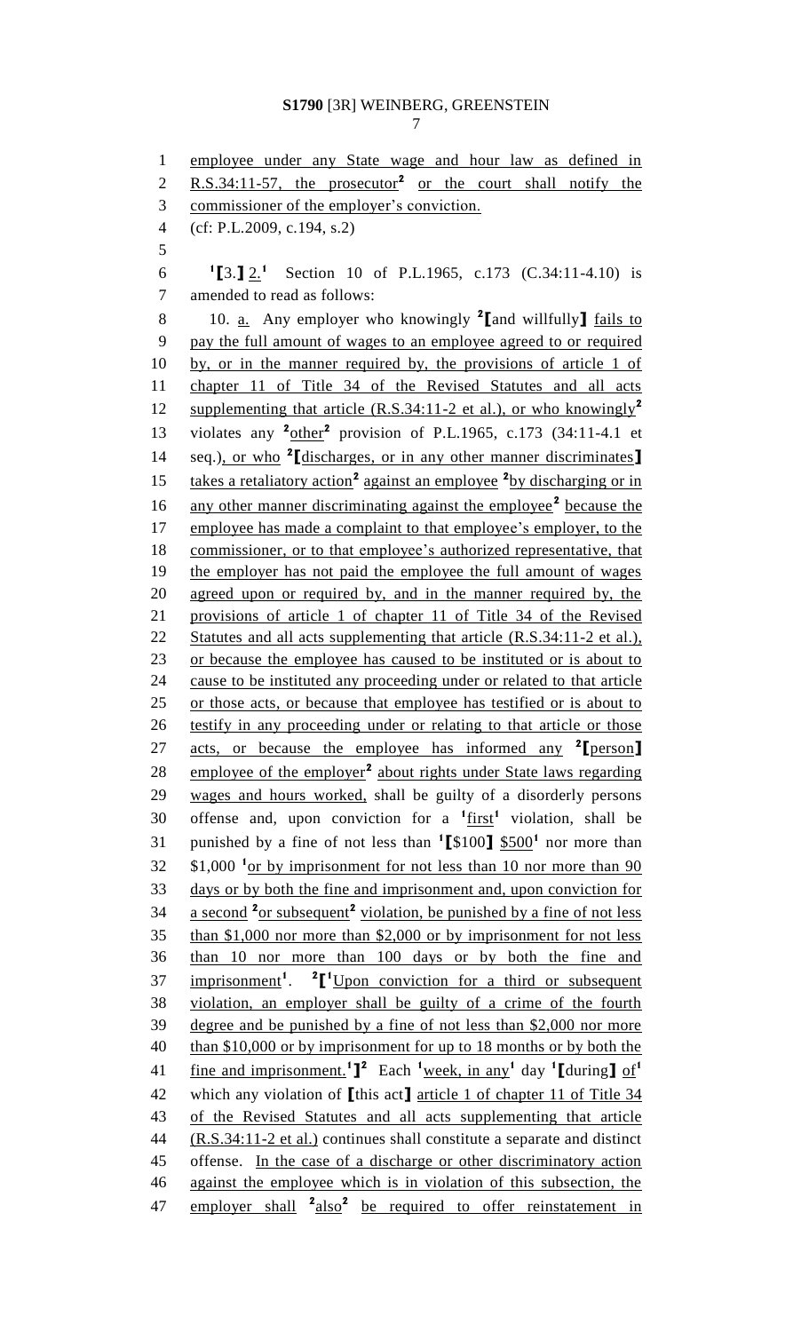employee under any State wage and hour law as defined in R.S.34:11-57, the prosecutor[2] or the court shall notify the commissioner of the employer's conviction.

(cf: P.L.2009, c.194, s.2)

[1][3.] 2.[1] Section 10 of P.L.1965, c.173 (C.34:11-4.10) is amended to read as follows:

10. a. Any employer who knowingly [2][and willfully] fails to pay the full amount of wages to an employee agreed to or required by, or in the manner required by, the provisions of article 1 of chapter 11 of Title 34 of the Revised Statutes and all acts supplementing that article (R.S.34:11-2 et al.), or who knowingly[2] violates any [2]other[2] provision of P.L.1965, c.173 (34:11-4.1 et seq.), or who [2][discharges, or in any other manner discriminates] takes a retaliatory action[2] against an employee [2]by discharging or in any other manner discriminating against the employee[2] because the employee has made a complaint to that employee's employer, to the commissioner, or to that employee's authorized representative, that the employer has not paid the employee the full amount of wages agreed upon or required by, and in the manner required by, the provisions of article 1 of chapter 11 of Title 34 of the Revised Statutes and all acts supplementing that article (R.S.34:11-2 et al.), or because the employee has caused to be instituted or is about to cause to be instituted any proceeding under or related to that article or those acts, or because that employee has testified or is about to testify in any proceeding under or relating to that article or those acts, or because the employee has informed any [2][person] employee of the employer[2] about rights under State laws regarding wages and hours worked, shall be guilty of a disorderly persons offense and, upon conviction for a [1]first[1] violation, shall be punished by a fine of not less than [1][$100] $500[1] nor more than $1,000 [1]or by imprisonment for not less than 10 nor more than 90 days or by both the fine and imprisonment and, upon conviction for a second [2]or subsequent[2] violation, be punished by a fine of not less than $1,000 nor more than $2,000 or by imprisonment for not less than 10 nor more than 100 days or by both the fine and imprisonment[1]. [2][[1]Upon conviction for a third or subsequent violation, an employer shall be guilty of a crime of the fourth degree and be punished by a fine of not less than $2,000 nor more than $10,000 or by imprisonment for up to 18 months or by both the fine and imprisonment.[1]][2] Each [1]week, in any[1] day [1][during] of[1] which any violation of [this act] article 1 of chapter 11 of Title 34 of the Revised Statutes and all acts supplementing that article (R.S.34:11-2 et al.) continues shall constitute a separate and distinct offense. In the case of a discharge or other discriminatory action against the employee which is in violation of this subsection, the employer shall [2]also[2] be required to offer reinstatement in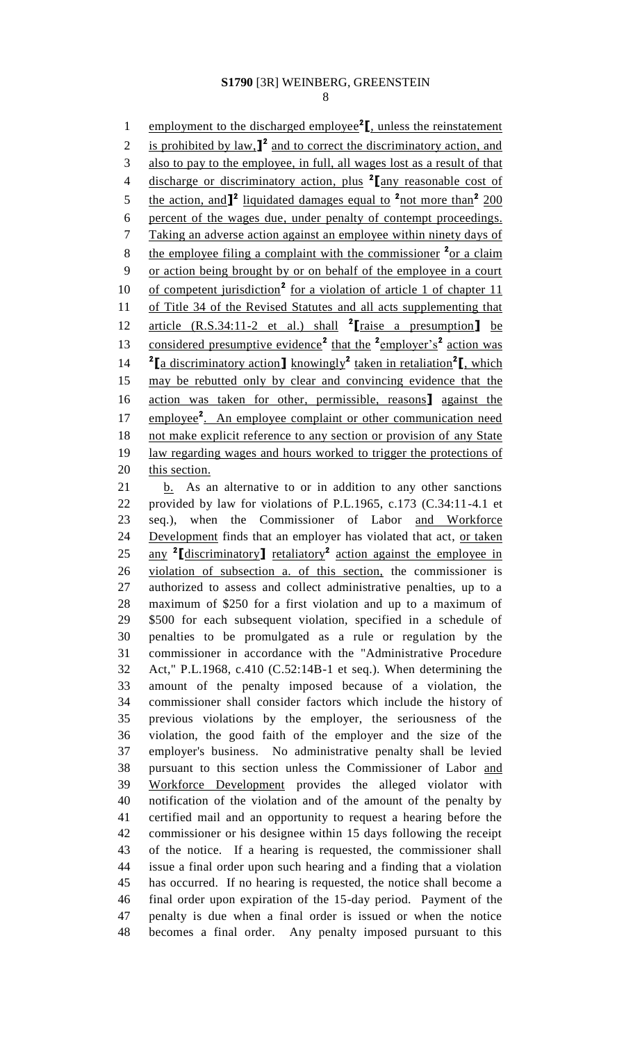employment to the discharged employee[2][, unless the reinstatement is prohibited by law,][2] and to correct the discriminatory action, and also to pay to the employee, in full, all wages lost as a result of that discharge or discriminatory action, plus [2][any reasonable cost of the action, and][2] liquidated damages equal to [2]not more than[2] 200 percent of the wages due, under penalty of contempt proceedings. Taking an adverse action against an employee within ninety days of the employee filing a complaint with the commissioner [2]or a claim or action being brought by or on behalf of the employee in a court of competent jurisdiction[2] for a violation of article 1 of chapter 11 of Title 34 of the Revised Statutes and all acts supplementing that article (R.S.34:11-2 et al.) shall [2][raise a presumption] be considered presumptive evidence[2] that the [2]employer's[2] action was [2][a discriminatory action] knowingly[2] taken in retaliation[2][, which may be rebutted only by clear and convincing evidence that the action was taken for other, permissible, reasons] against the employee[2]. An employee complaint or other communication need not make explicit reference to any section or provision of any State law regarding wages and hours worked to trigger the protections of this section.

b. As an alternative to or in addition to any other sanctions provided by law for violations of P.L.1965, c.173 (C.34:11-4.1 et seq.), when the Commissioner of Labor and Workforce Development finds that an employer has violated that act, or taken any [2][discriminatory] retaliatory[2] action against the employee in violation of subsection a. of this section, the commissioner is authorized to assess and collect administrative penalties, up to a maximum of $250 for a first violation and up to a maximum of $500 for each subsequent violation, specified in a schedule of penalties to be promulgated as a rule or regulation by the commissioner in accordance with the "Administrative Procedure Act," P.L.1968, c.410 (C.52:14B-1 et seq.). When determining the amount of the penalty imposed because of a violation, the commissioner shall consider factors which include the history of previous violations by the employer, the seriousness of the violation, the good faith of the employer and the size of the employer's business. No administrative penalty shall be levied pursuant to this section unless the Commissioner of Labor and Workforce Development provides the alleged violator with notification of the violation and of the amount of the penalty by certified mail and an opportunity to request a hearing before the commissioner or his designee within 15 days following the receipt of the notice. If a hearing is requested, the commissioner shall issue a final order upon such hearing and a finding that a violation has occurred. If no hearing is requested, the notice shall become a final order upon expiration of the 15-day period. Payment of the penalty is due when a final order is issued or when the notice becomes a final order. Any penalty imposed pursuant to this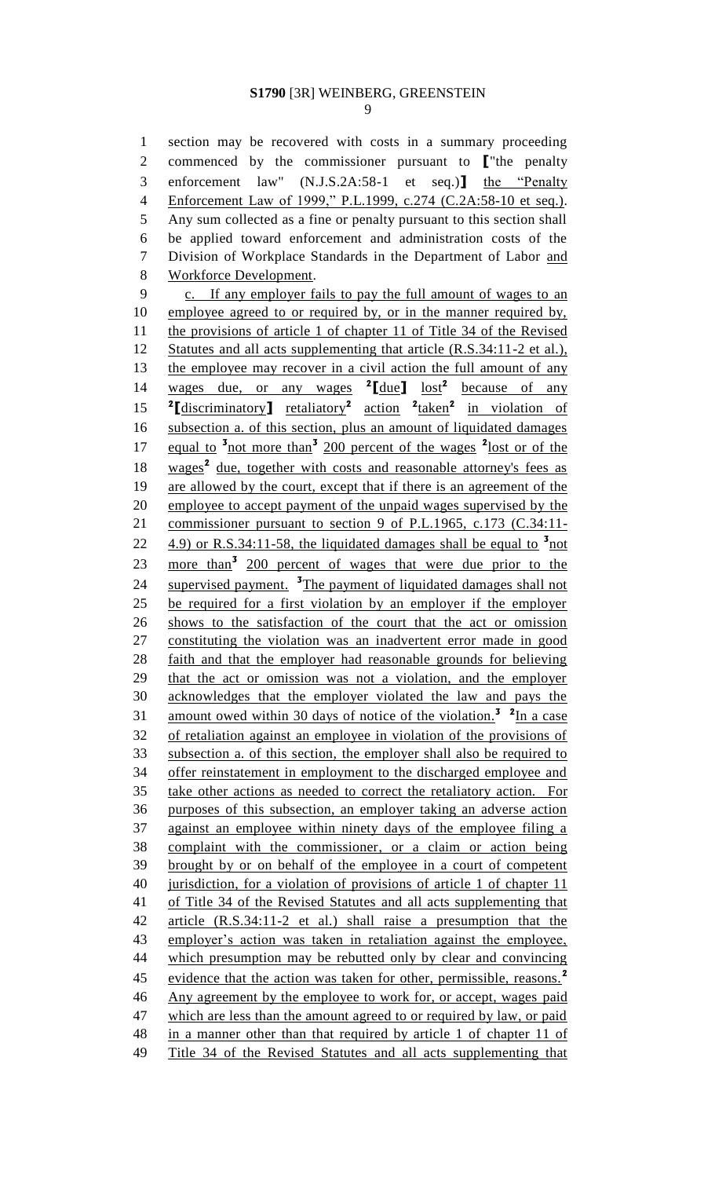section may be recovered with costs in a summary proceeding commenced by the commissioner pursuant to [“the penalty enforcement law” (N.J.S.2A:58-1 et seq.)] the “Penalty Enforcement Law of 1999,” P.L.1999, c.274 (C.2A:58-10 et seq.). Any sum collected as a fine or penalty pursuant to this section shall be applied toward enforcement and administration costs of the Division of Workplace Standards in the Department of Labor and Workforce Development.

c. If any employer fails to pay the full amount of wages to an employee agreed to or required by, or in the manner required by, the provisions of article 1 of chapter 11 of Title 34 of the Revised Statutes and all acts supplementing that article (R.S.34:11-2 et al.), the employee may recover in a civil action the full amount of any wages due, or any wages [2][due][2] lost[2] because of any [2][discriminatory] retaliatory[2] action [2]taken[2] in violation of subsection a. of this section, plus an amount of liquidated damages equal to [3]not more than[3] 200 percent of the wages [2]lost or of the wages[2] due, together with costs and reasonable attorney's fees as are allowed by the court, except that if there is an agreement of the employee to accept payment of the unpaid wages supervised by the commissioner pursuant to section 9 of P.L.1965, c.173 (C.34:11-4.9) or R.S.34:11-58, the liquidated damages shall be equal to [3]not more than[3] 200 percent of wages that were due prior to the supervised payment. [3]The payment of liquidated damages shall not be required for a first violation by an employer if the employer shows to the satisfaction of the court that the act or omission constituting the violation was an inadvertent error made in good faith and that the employer had reasonable grounds for believing that the act or omission was not a violation, and the employer acknowledges that the employer violated the law and pays the amount owed within 30 days of notice of the violation.[3] [2]In a case of retaliation against an employee in violation of the provisions of subsection a. of this section, the employer shall also be required to offer reinstatement in employment to the discharged employee and take other actions as needed to correct the retaliatory action. For purposes of this subsection, an employer taking an adverse action against an employee within ninety days of the employee filing a complaint with the commissioner, or a claim or action being brought by or on behalf of the employee in a court of competent jurisdiction, for a violation of provisions of article 1 of chapter 11 of Title 34 of the Revised Statutes and all acts supplementing that article (R.S.34:11-2 et al.) shall raise a presumption that the employer's action was taken in retaliation against the employee, which presumption may be rebutted only by clear and convincing evidence that the action was taken for other, permissible, reasons.[2] Any agreement by the employee to work for, or accept, wages paid which are less than the amount agreed to or required by law, or paid in a manner other than that required by article 1 of chapter 11 of Title 34 of the Revised Statutes and all acts supplementing that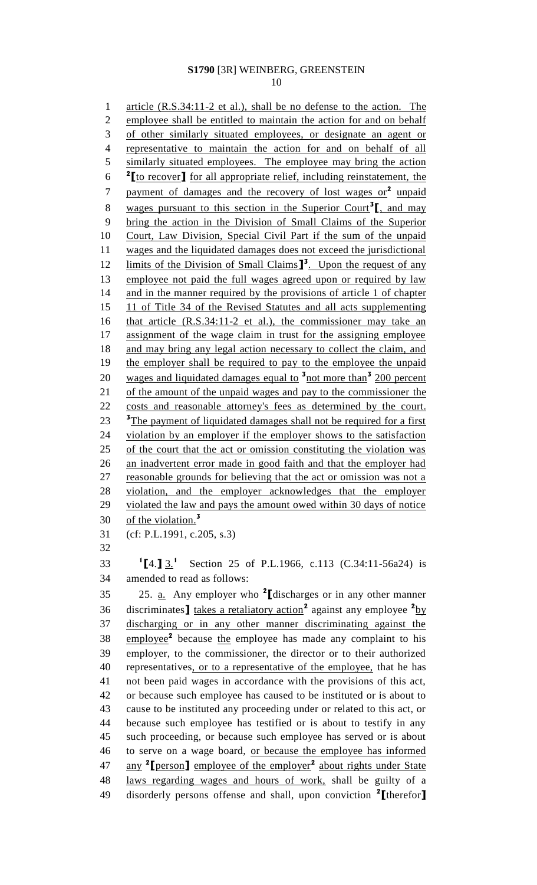article (R.S.34:11-2 et al.), shall be no defense to the action. The employee shall be entitled to maintain the action for and on behalf of other similarly situated employees, or designate an agent or representative to maintain the action for and on behalf of all similarly situated employees. The employee may bring the action [2]⟦to recover⟧ for all appropriate relief, including reinstatement, the payment of damages and the recovery of lost wages or[2] unpaid wages pursuant to this section in the Superior Court[3]⟦, and may bring the action in the Division of Small Claims of the Superior Court, Law Division, Special Civil Part if the sum of the unpaid wages and the liquidated damages does not exceed the jurisdictional limits of the Division of Small Claims⟧[3]. Upon the request of any employee not paid the full wages agreed upon or required by law and in the manner required by the provisions of article 1 of chapter 11 of Title 34 of the Revised Statutes and all acts supplementing that article (R.S.34:11-2 et al.), the commissioner may take an assignment of the wage claim in trust for the assigning employee and may bring any legal action necessary to collect the claim, and the employer shall be required to pay to the employee the unpaid wages and liquidated damages equal to [3]not more than[3] 200 percent of the amount of the unpaid wages and pay to the commissioner the costs and reasonable attorney's fees as determined by the court. [3]The payment of liquidated damages shall not be required for a first violation by an employer if the employer shows to the satisfaction of the court that the act or omission constituting the violation was an inadvertent error made in good faith and that the employer had reasonable grounds for believing that the act or omission was not a violation, and the employer acknowledges that the employer violated the law and pays the amount owed within 30 days of notice of the violation.[3]

(cf: P.L.1991, c.205, s.3)

[1]⟦4.⟧ 3.[1] Section 25 of P.L.1966, c.113 (C.34:11-56a24) is amended to read as follows:

25. a. Any employer who [2]⟦discharges or in any other manner discriminates⟧ takes a retaliatory action[2] against any employee [2]by discharging or in any other manner discriminating against the employee[2] because the employee has made any complaint to his employer, to the commissioner, the director or to their authorized representatives, or to a representative of the employee, that he has not been paid wages in accordance with the provisions of this act, or because such employee has caused to be instituted or is about to cause to be instituted any proceeding under or related to this act, or because such employee has testified or is about to testify in any such proceeding, or because such employee has served or is about to serve on a wage board, or because the employee has informed any [2]⟦person⟧ employee of the employer[2] about rights under State laws regarding wages and hours of work, shall be guilty of a disorderly persons offense and shall, upon conviction [2]⟦therefor⟧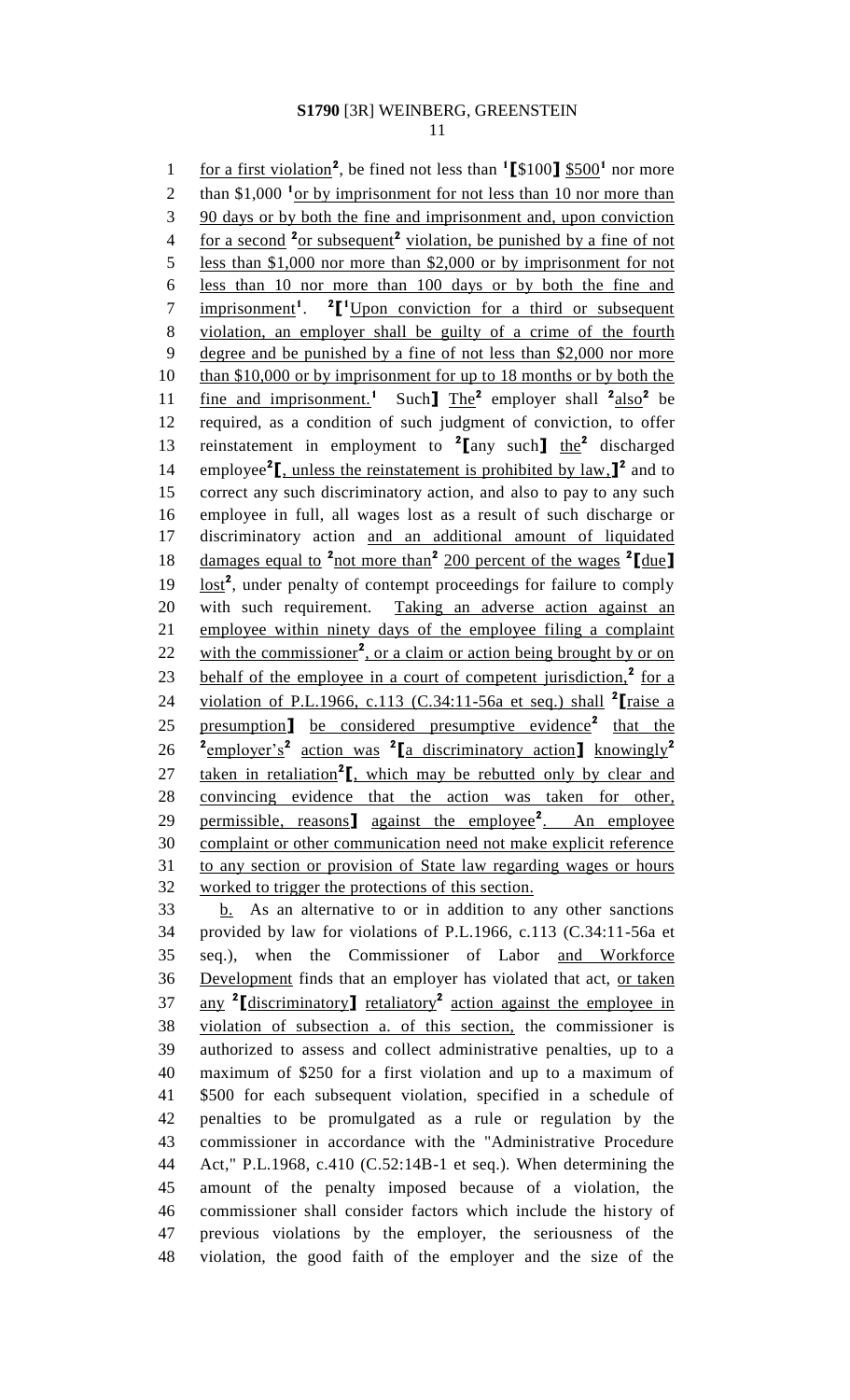for a first violation[2], be fined not less than [1]⟦$100⟧ $500[1] nor more than $1,000 [1]or by imprisonment for not less than 10 nor more than 90 days or by both the fine and imprisonment and, upon conviction for a second [2]or subsequent[2] violation, be punished by a fine of not less than $1,000 nor more than $2,000 or by imprisonment for not less than 10 nor more than 100 days or by both the fine and imprisonment[1]. [2]⟦[1]Upon conviction for a third or subsequent violation, an employer shall be guilty of a crime of the fourth degree and be punished by a fine of not less than $2,000 nor more than $10,000 or by imprisonment for up to 18 months or by both the fine and imprisonment.[1] Such⟧ The[2] employer shall [2]also[2] be required, as a condition of such judgment of conviction, to offer reinstatement in employment to [2]⟦any such⟧ the[2] discharged employee[2]⟦, unless the reinstatement is prohibited by law,⟧[2] and to correct any such discriminatory action, and also to pay to any such employee in full, all wages lost as a result of such discharge or discriminatory action and an additional amount of liquidated damages equal to [2]not more than[2] 200 percent of the wages [2]⟦due⟧ lost[2], under penalty of contempt proceedings for failure to comply with such requirement. Taking an adverse action against an employee within ninety days of the employee filing a complaint with the commissioner[2], or a claim or action being brought by or on behalf of the employee in a court of competent jurisdiction,[2] for a violation of P.L.1966, c.113 (C.34:11-56a et seq.) shall [2]⟦raise a presumption⟧ be considered presumptive evidence[2] that the [2]employer's[2] action was [2]⟦a discriminatory action⟧ knowingly[2] taken in retaliation[2]⟦, which may be rebutted only by clear and convincing evidence that the action was taken for other, permissible, reasons⟧ against the employee[2]. An employee complaint or other communication need not make explicit reference to any section or provision of State law regarding wages or hours worked to trigger the protections of this section.

b. As an alternative to or in addition to any other sanctions provided by law for violations of P.L.1966, c.113 (C.34:11-56a et seq.), when the Commissioner of Labor and Workforce Development finds that an employer has violated that act, or taken any [2]⟦discriminatory⟧ retaliatory[2] action against the employee in violation of subsection a. of this section, the commissioner is authorized to assess and collect administrative penalties, up to a maximum of $250 for a first violation and up to a maximum of $500 for each subsequent violation, specified in a schedule of penalties to be promulgated as a rule or regulation by the commissioner in accordance with the "Administrative Procedure Act," P.L.1968, c.410 (C.52:14B-1 et seq.). When determining the amount of the penalty imposed because of a violation, the commissioner shall consider factors which include the history of previous violations by the employer, the seriousness of the violation, the good faith of the employer and the size of the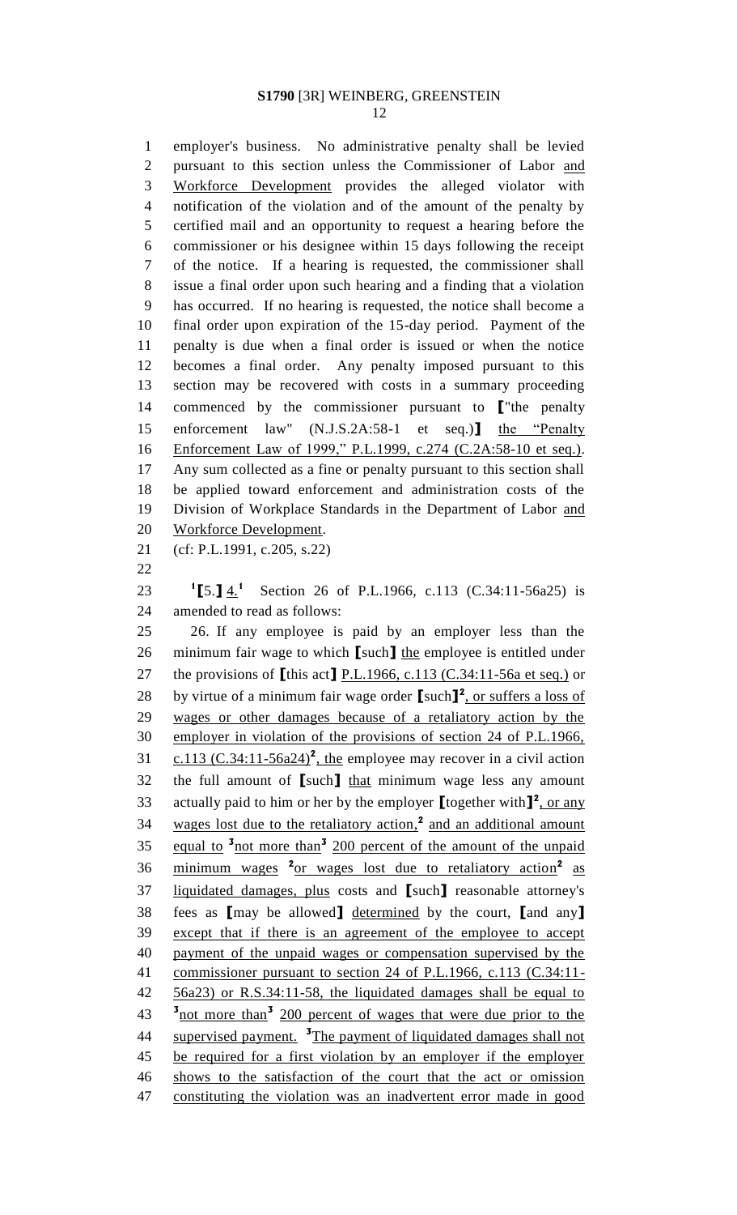employer's business. No administrative penalty shall be levied pursuant to this section unless the Commissioner of Labor and Workforce Development provides the alleged violator with notification of the violation and of the amount of the penalty by certified mail and an opportunity to request a hearing before the commissioner or his designee within 15 days following the receipt of the notice. If a hearing is requested, the commissioner shall issue a final order upon such hearing and a finding that a violation has occurred. If no hearing is requested, the notice shall become a final order upon expiration of the 15-day period. Payment of the penalty is due when a final order is issued or when the notice becomes a final order. Any penalty imposed pursuant to this section may be recovered with costs in a summary proceeding commenced by the commissioner pursuant to ["the penalty enforcement law" (N.J.S.2A:58-1 et seq.)] the "Penalty Enforcement Law of 1999," P.L.1999, c.274 (C.2A:58-10 et seq.). Any sum collected as a fine or penalty pursuant to this section shall be applied toward enforcement and administration costs of the Division of Workplace Standards in the Department of Labor and Workforce Development.

(cf: P.L.1991, c.205, s.22)

[1][5.] 4.[1] Section 26 of P.L.1966, c.113 (C.34:11-56a25) is amended to read as follows:

26. If any employee is paid by an employer less than the minimum fair wage to which [such] the employee is entitled under the provisions of [this act] P.L.1966, c.113 (C.34:11-56a et seq.) or by virtue of a minimum fair wage order [such][2], or suffers a loss of wages or other damages because of a retaliatory action by the employer in violation of the provisions of section 24 of P.L.1966, c.113 (C.34:11-56a24)[2], the employee may recover in a civil action the full amount of [such] that minimum wage less any amount actually paid to him or her by the employer [together with][2], or any wages lost due to the retaliatory action,[2] and an additional amount equal to [3]not more than[3] 200 percent of the amount of the unpaid minimum wages [2]or wages lost due to retaliatory action[2] as liquidated damages, plus costs and [such] reasonable attorney's fees as [may be allowed] determined by the court, [and any] except that if there is an agreement of the employee to accept payment of the unpaid wages or compensation supervised by the commissioner pursuant to section 24 of P.L.1966, c.113 (C.34:11-56a23) or R.S.34:11-58, the liquidated damages shall be equal to [3]not more than[3] 200 percent of wages that were due prior to the supervised payment. [3]The payment of liquidated damages shall not be required for a first violation by an employer if the employer shows to the satisfaction of the court that the act or omission constituting the violation was an inadvertent error made in good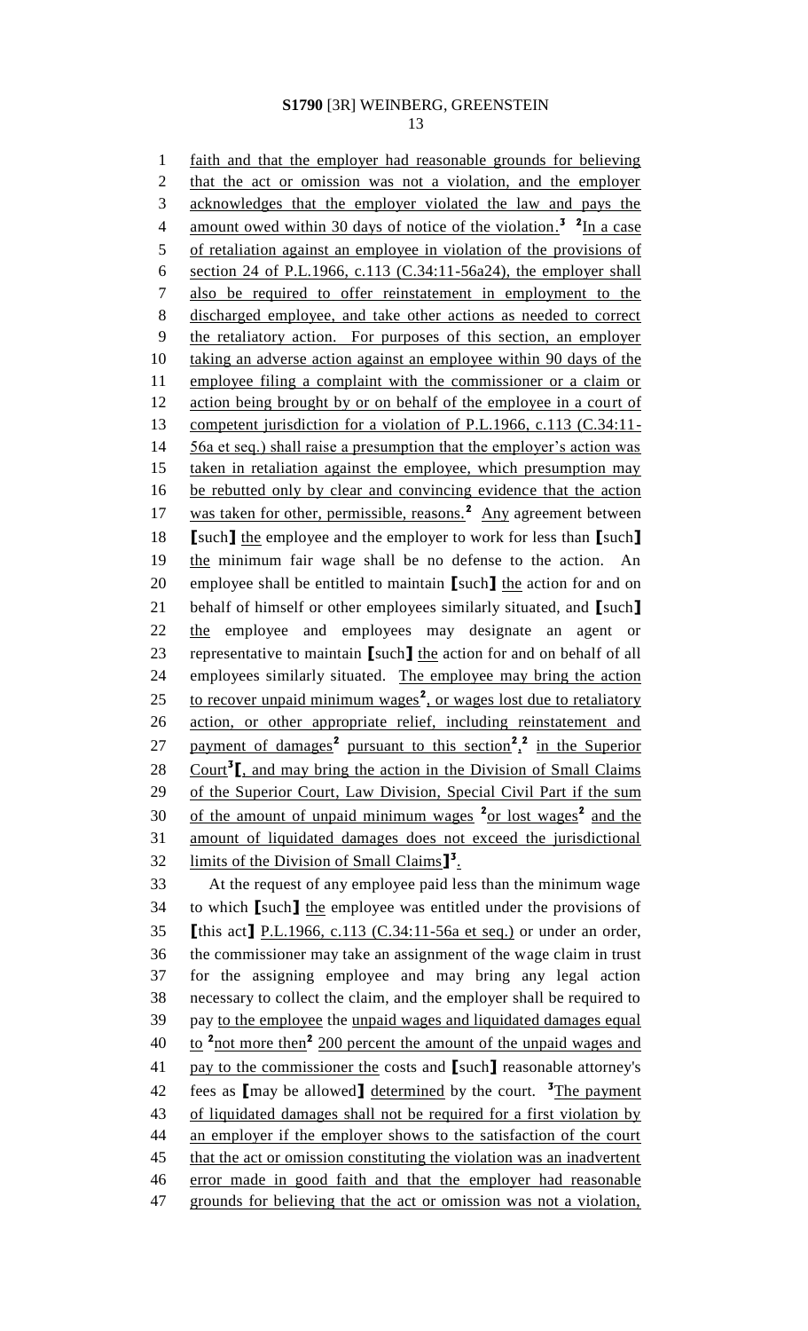faith and that the employer had reasonable grounds for believing that the act or omission was not a violation, and the employer acknowledges that the employer violated the law and pays the amount owed within 30 days of notice of the violation.[3] [2]In a case of retaliation against an employee in violation of the provisions of section 24 of P.L.1966, c.113 (C.34:11-56a24), the employer shall also be required to offer reinstatement in employment to the discharged employee, and take other actions as needed to correct the retaliatory action. For purposes of this section, an employer taking an adverse action against an employee within 90 days of the employee filing a complaint with the commissioner or a claim or action being brought by or on behalf of the employee in a court of competent jurisdiction for a violation of P.L.1966, c.113 (C.34:11-56a et seq.) shall raise a presumption that the employer's action was taken in retaliation against the employee, which presumption may be rebutted only by clear and convincing evidence that the action was taken for other, permissible, reasons.[2] Any agreement between [such] the employee and the employer to work for less than [such] the minimum fair wage shall be no defense to the action. An employee shall be entitled to maintain [such] the action for and on behalf of himself or other employees similarly situated, and [such] the employee and employees may designate an agent or representative to maintain [such] the action for and on behalf of all employees similarly situated. The employee may bring the action to recover unpaid minimum wages[2], or wages lost due to retaliatory action, or other appropriate relief, including reinstatement and payment of damages[2] pursuant to this section[2],[2] in the Superior Court[3][, and may bring the action in the Division of Small Claims of the Superior Court, Law Division, Special Civil Part if the sum of the amount of unpaid minimum wages [2]or lost wages[2] and the amount of liquidated damages does not exceed the jurisdictional limits of the Division of Small Claims][3].

At the request of any employee paid less than the minimum wage to which [such] the employee was entitled under the provisions of [this act] P.L.1966, c.113 (C.34:11-56a et seq.) or under an order, the commissioner may take an assignment of the wage claim in trust for the assigning employee and may bring any legal action necessary to collect the claim, and the employer shall be required to pay to the employee the unpaid wages and liquidated damages equal to [2]not more then[2] 200 percent the amount of the unpaid wages and pay to the commissioner the costs and [such] reasonable attorney's fees as [may be allowed] determined by the court. [3]The payment of liquidated damages shall not be required for a first violation by an employer if the employer shows to the satisfaction of the court that the act or omission constituting the violation was an inadvertent error made in good faith and that the employer had reasonable grounds for believing that the act or omission was not a violation,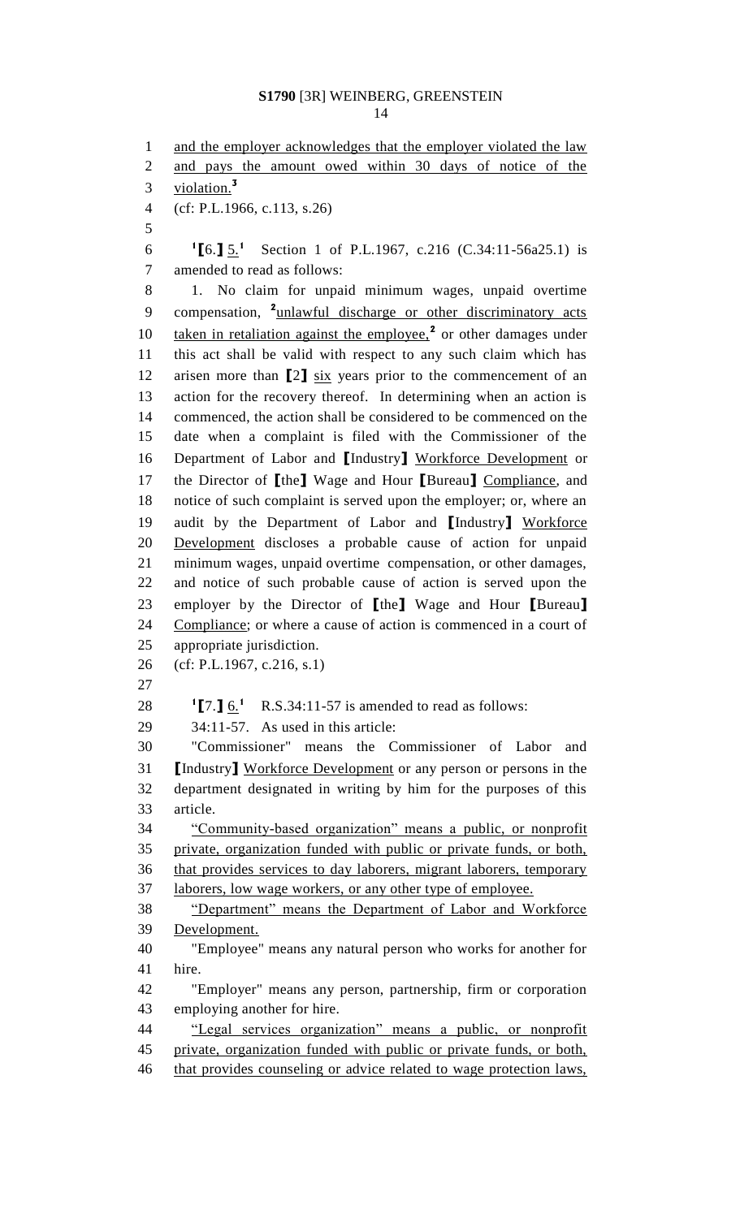and the employer acknowledges that the employer violated the law and pays the amount owed within 30 days of notice of the violation.[3]

(cf: P.L.1966, c.113, s.26)

[1]【6.】 5.[1] Section 1 of P.L.1967, c.216 (C.34:11-56a25.1) is amended to read as follows:

1. No claim for unpaid minimum wages, unpaid overtime compensation, [2]unlawful discharge or other discriminatory acts taken in retaliation against the employee,[2] or other damages under this act shall be valid with respect to any such claim which has arisen more than 【2】 six years prior to the commencement of an action for the recovery thereof. In determining when an action is commenced, the action shall be considered to be commenced on the date when a complaint is filed with the Commissioner of the Department of Labor and 【Industry】 Workforce Development or the Director of 【the】 Wage and Hour 【Bureau】 Compliance, and notice of such complaint is served upon the employer; or, where an audit by the Department of Labor and 【Industry】 Workforce Development discloses a probable cause of action for unpaid minimum wages, unpaid overtime compensation, or other damages, and notice of such probable cause of action is served upon the employer by the Director of 【the】 Wage and Hour 【Bureau】 Compliance; or where a cause of action is commenced in a court of appropriate jurisdiction.

(cf: P.L.1967, c.216, s.1)

[1]【7.】 6.[1] R.S.34:11-57 is amended to read as follows:

34:11-57. As used in this article:

"Commissioner" means the Commissioner of Labor and 【Industry】 Workforce Development or any person or persons in the department designated in writing by him for the purposes of this article.

"Community-based organization" means a public, or nonprofit private, organization funded with public or private funds, or both, that provides services to day laborers, migrant laborers, temporary laborers, low wage workers, or any other type of employee.

"Department" means the Department of Labor and Workforce Development.

"Employee" means any natural person who works for another for hire.

"Employer" means any person, partnership, firm or corporation employing another for hire.

"Legal services organization" means a public, or nonprofit private, organization funded with public or private funds, or both, that provides counseling or advice related to wage protection laws,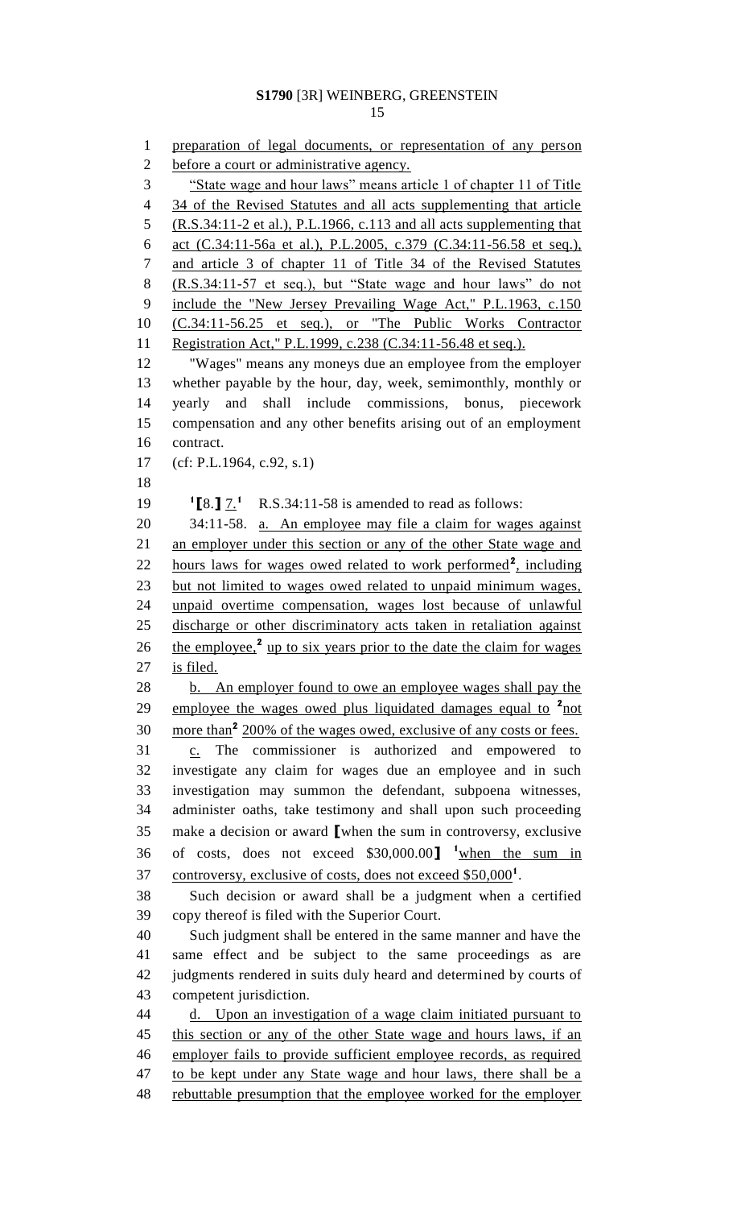preparation of legal documents, or representation of any person before a court or administrative agency.

"State wage and hour laws" means article 1 of chapter 11 of Title 34 of the Revised Statutes and all acts supplementing that article (R.S.34:11-2 et al.), P.L.1966, c.113 and all acts supplementing that act (C.34:11-56a et al.), P.L.2005, c.379 (C.34:11-56.58 et seq.), and article 3 of chapter 11 of Title 34 of the Revised Statutes (R.S.34:11-57 et seq.), but "State wage and hour laws" do not include the "New Jersey Prevailing Wage Act," P.L.1963, c.150 (C.34:11-56.25 et seq.), or "The Public Works Contractor Registration Act," P.L.1999, c.238 (C.34:11-56.48 et seq.).

"Wages" means any moneys due an employee from the employer whether payable by the hour, day, week, semimonthly, monthly or yearly and shall include commissions, bonus, piecework compensation and any other benefits arising out of an employment contract.

(cf: P.L.1964, c.92, s.1)

[1][8.] 7.[1] R.S.34:11-58 is amended to read as follows:

34:11-58. a. An employee may file a claim for wages against an employer under this section or any of the other State wage and hours laws for wages owed related to work performed[2], including but not limited to wages owed related to unpaid minimum wages, unpaid overtime compensation, wages lost because of unlawful discharge or other discriminatory acts taken in retaliation against the employee,[2] up to six years prior to the date the claim for wages is filed.

b. An employer found to owe an employee wages shall pay the employee the wages owed plus liquidated damages equal to [2]not more than[2] 200% of the wages owed, exclusive of any costs or fees.

c. The commissioner is authorized and empowered to investigate any claim for wages due an employee and in such investigation may summon the defendant, subpoena witnesses, administer oaths, take testimony and shall upon such proceeding make a decision or award [when the sum in controversy, exclusive of costs, does not exceed $30,000.00] [1]when the sum in controversy, exclusive of costs, does not exceed $50,000[1].

Such decision or award shall be a judgment when a certified copy thereof is filed with the Superior Court.

Such judgment shall be entered in the same manner and have the same effect and be subject to the same proceedings as are judgments rendered in suits duly heard and determined by courts of competent jurisdiction.

d. Upon an investigation of a wage claim initiated pursuant to this section or any of the other State wage and hours laws, if an employer fails to provide sufficient employee records, as required to be kept under any State wage and hour laws, there shall be a rebuttable presumption that the employee worked for the employer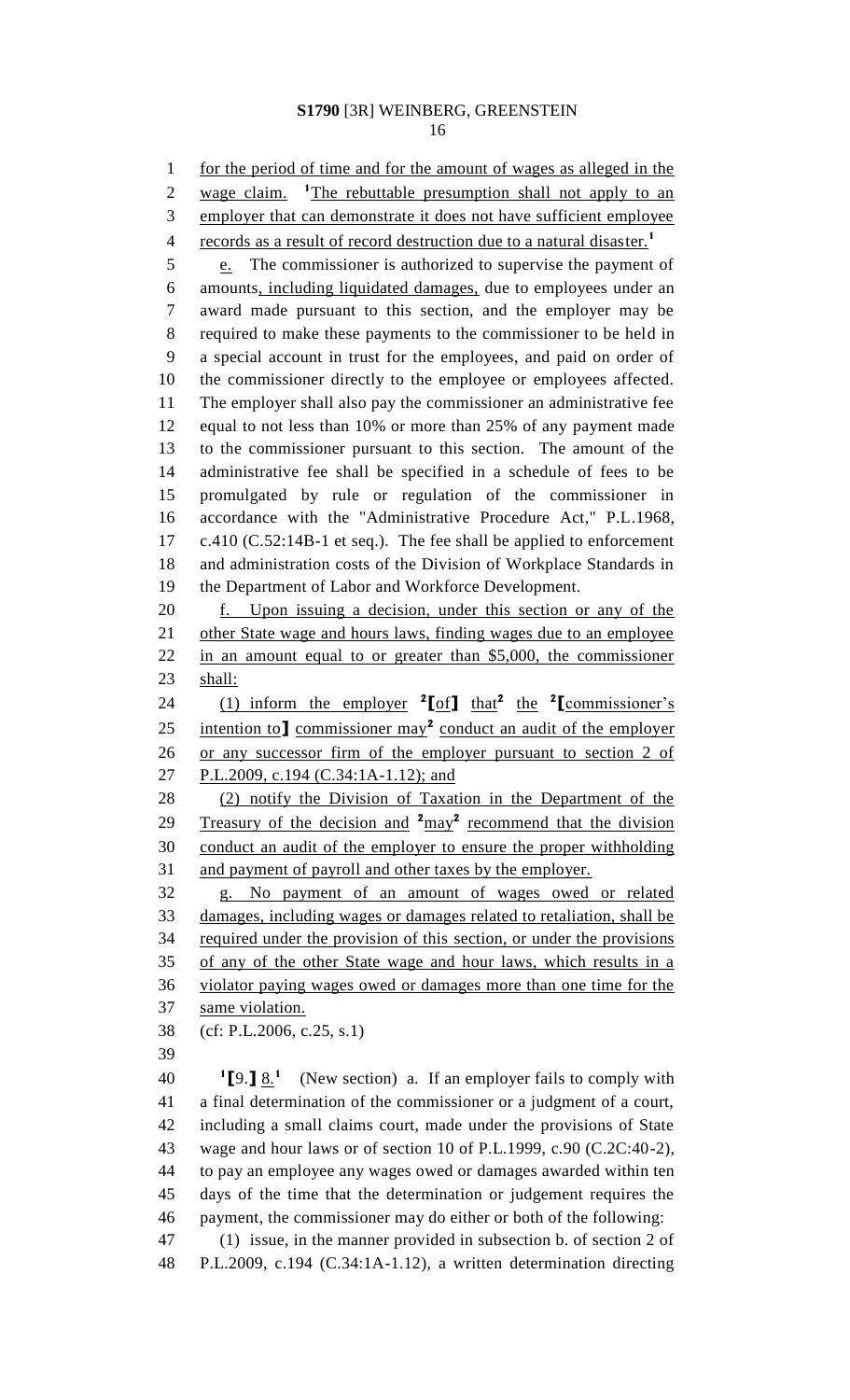for the period of time and for the amount of wages as alleged in the wage claim. [1]The rebuttable presumption shall not apply to an employer that can demonstrate it does not have sufficient employee records as a result of record destruction due to a natural disaster.[1]

e. The commissioner is authorized to supervise the payment of amounts, including liquidated damages, due to employees under an award made pursuant to this section, and the employer may be required to make these payments to the commissioner to be held in a special account in trust for the employees, and paid on order of the commissioner directly to the employee or employees affected. The employer shall also pay the commissioner an administrative fee equal to not less than 10% or more than 25% of any payment made to the commissioner pursuant to this section. The amount of the administrative fee shall be specified in a schedule of fees to be promulgated by rule or regulation of the commissioner in accordance with the "Administrative Procedure Act," P.L.1968, c.410 (C.52:14B-1 et seq.). The fee shall be applied to enforcement and administration costs of the Division of Workplace Standards in the Department of Labor and Workforce Development.

f. Upon issuing a decision, under this section or any of the other State wage and hours laws, finding wages due to an employee in an amount equal to or greater than $5,000, the commissioner shall:

(1) inform the employer [2][of] that[2] the [2][commissioner's intention to] commissioner may[2] conduct an audit of the employer or any successor firm of the employer pursuant to section 2 of P.L.2009, c.194 (C.34:1A-1.12); and

(2) notify the Division of Taxation in the Department of the Treasury of the decision and [2]may[2] recommend that the division conduct an audit of the employer to ensure the proper withholding and payment of payroll and other taxes by the employer.

g. No payment of an amount of wages owed or related damages, including wages or damages related to retaliation, shall be required under the provision of this section, or under the provisions of any of the other State wage and hour laws, which results in a violator paying wages owed or damages more than one time for the same violation.

(cf: P.L.2006, c.25, s.1)

[1][9.] 8.[1] (New section) a. If an employer fails to comply with a final determination of the commissioner or a judgment of a court, including a small claims court, made under the provisions of State wage and hour laws or of section 10 of P.L.1999, c.90 (C.2C:40-2), to pay an employee any wages owed or damages awarded within ten days of the time that the determination or judgement requires the payment, the commissioner may do either or both of the following:

(1) issue, in the manner provided in subsection b. of section 2 of P.L.2009, c.194 (C.34:1A-1.12), a written determination directing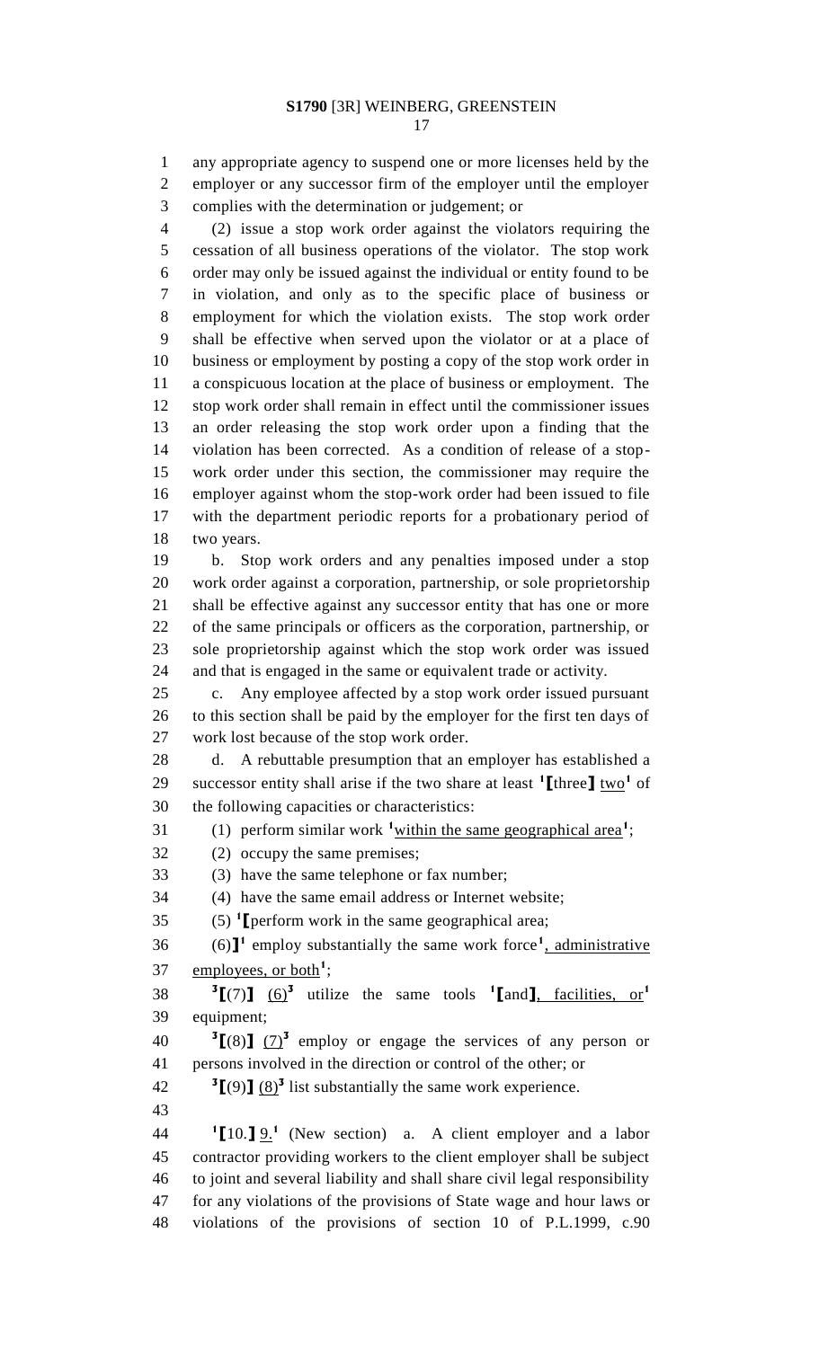any appropriate agency to suspend one or more licenses held by the employer or any successor firm of the employer until the employer complies with the determination or judgement; or

(2) issue a stop work order against the violators requiring the cessation of all business operations of the violator. The stop work order may only be issued against the individual or entity found to be in violation, and only as to the specific place of business or employment for which the violation exists. The stop work order shall be effective when served upon the violator or at a place of business or employment by posting a copy of the stop work order in a conspicuous location at the place of business or employment. The stop work order shall remain in effect until the commissioner issues an order releasing the stop work order upon a finding that the violation has been corrected. As a condition of release of a stop-work order under this section, the commissioner may require the employer against whom the stop-work order had been issued to file with the department periodic reports for a probationary period of two years.

b. Stop work orders and any penalties imposed under a stop work order against a corporation, partnership, or sole proprietorship shall be effective against any successor entity that has one or more of the same principals or officers as the corporation, partnership, or sole proprietorship against which the stop work order was issued and that is engaged in the same or equivalent trade or activity.

c. Any employee affected by a stop work order issued pursuant to this section shall be paid by the employer for the first ten days of work lost because of the stop work order.

d. A rebuttable presumption that an employer has established a successor entity shall arise if the two share at least [1]【three】 two[1] of the following capacities or characteristics:

(1) perform similar work [1]within the same geographical area[1];

(2) occupy the same premises;

(3) have the same telephone or fax number;

(4) have the same email address or Internet website;

(5) [1]【perform work in the same geographical area;

(6)】[1] employ substantially the same work force[1], administrative employees, or both[1];

[3]【(7)】 (6)[3] utilize the same tools [1]【and】, facilities, or[1] equipment;

[3]【(8)】 (7)[3] employ or engage the services of any person or persons involved in the direction or control of the other; or

[3]【(9)】 (8)[3] list substantially the same work experience.

[1]【10.】 9.[1] (New section) a. A client employer and a labor contractor providing workers to the client employer shall be subject to joint and several liability and shall share civil legal responsibility for any violations of the provisions of State wage and hour laws or violations of the provisions of section 10 of P.L.1999, c.90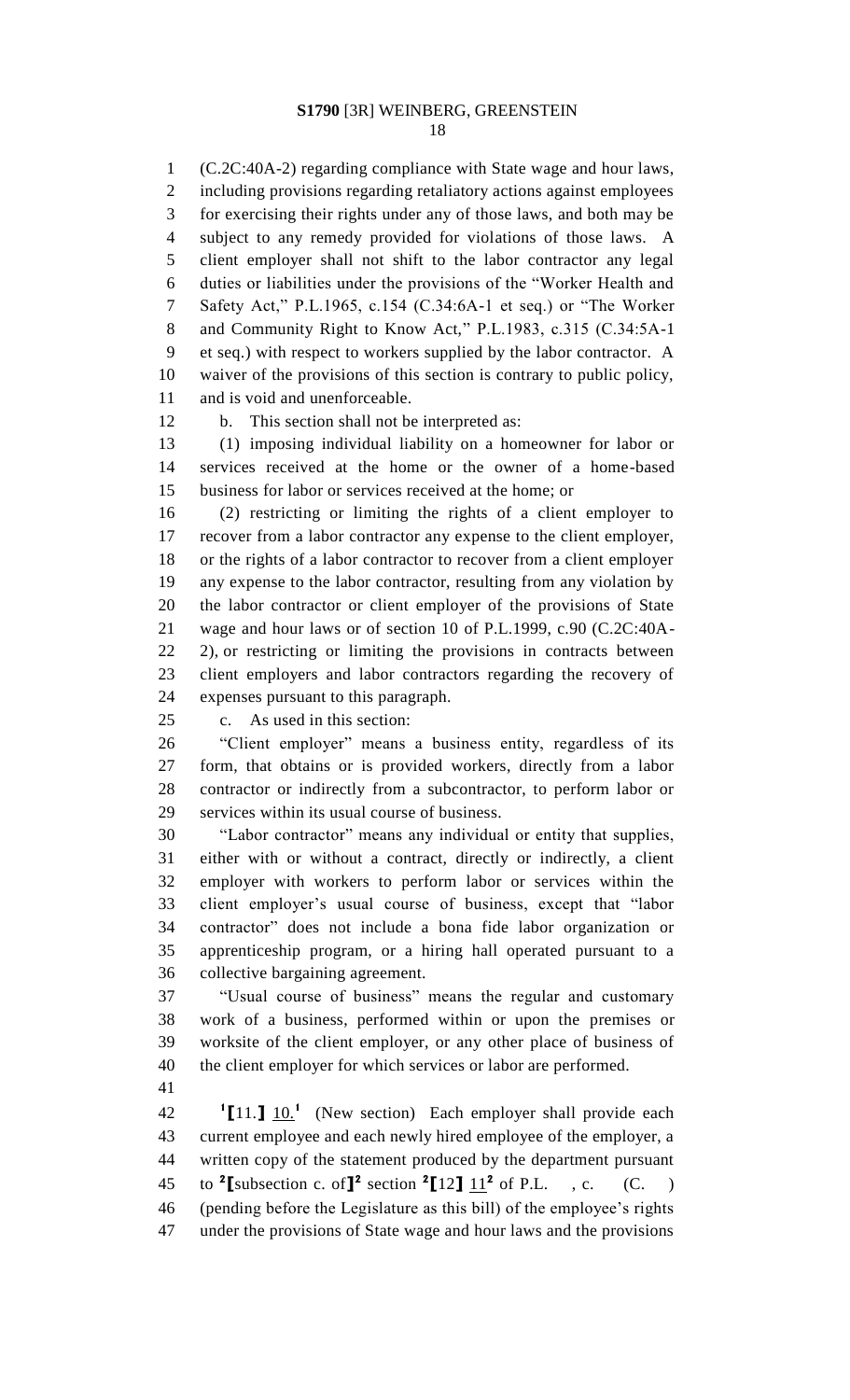(C.2C:40A-2) regarding compliance with State wage and hour laws, including provisions regarding retaliatory actions against employees for exercising their rights under any of those laws, and both may be subject to any remedy provided for violations of those laws. A client employer shall not shift to the labor contractor any legal duties or liabilities under the provisions of the "Worker Health and Safety Act," P.L.1965, c.154 (C.34:6A-1 et seq.) or "The Worker and Community Right to Know Act," P.L.1983, c.315 (C.34:5A-1 et seq.) with respect to workers supplied by the labor contractor. A waiver of the provisions of this section is contrary to public policy, and is void and unenforceable.

b. This section shall not be interpreted as:

(1) imposing individual liability on a homeowner for labor or services received at the home or the owner of a home-based business for labor or services received at the home; or

(2) restricting or limiting the rights of a client employer to recover from a labor contractor any expense to the client employer, or the rights of a labor contractor to recover from a client employer any expense to the labor contractor, resulting from any violation by the labor contractor or client employer of the provisions of State wage and hour laws or of section 10 of P.L.1999, c.90 (C.2C:40A-2), or restricting or limiting the provisions in contracts between client employers and labor contractors regarding the recovery of expenses pursuant to this paragraph.

c. As used in this section:

"Client employer" means a business entity, regardless of its form, that obtains or is provided workers, directly from a labor contractor or indirectly from a subcontractor, to perform labor or services within its usual course of business.

"Labor contractor" means any individual or entity that supplies, either with or without a contract, directly or indirectly, a client employer with workers to perform labor or services within the client employer's usual course of business, except that "labor contractor" does not include a bona fide labor organization or apprenticeship program, or a hiring hall operated pursuant to a collective bargaining agreement.

"Usual course of business" means the regular and customary work of a business, performed within or upon the premises or worksite of the client employer, or any other place of business of the client employer for which services or labor are performed.

[1][11.] 10.[1] (New section) Each employer shall provide each current employee and each newly hired employee of the employer, a written copy of the statement produced by the department pursuant to [2][subsection c. of][2] section [2][12] 11[2] of P.L. , c. (C. ) (pending before the Legislature as this bill) of the employee's rights under the provisions of State wage and hour laws and the provisions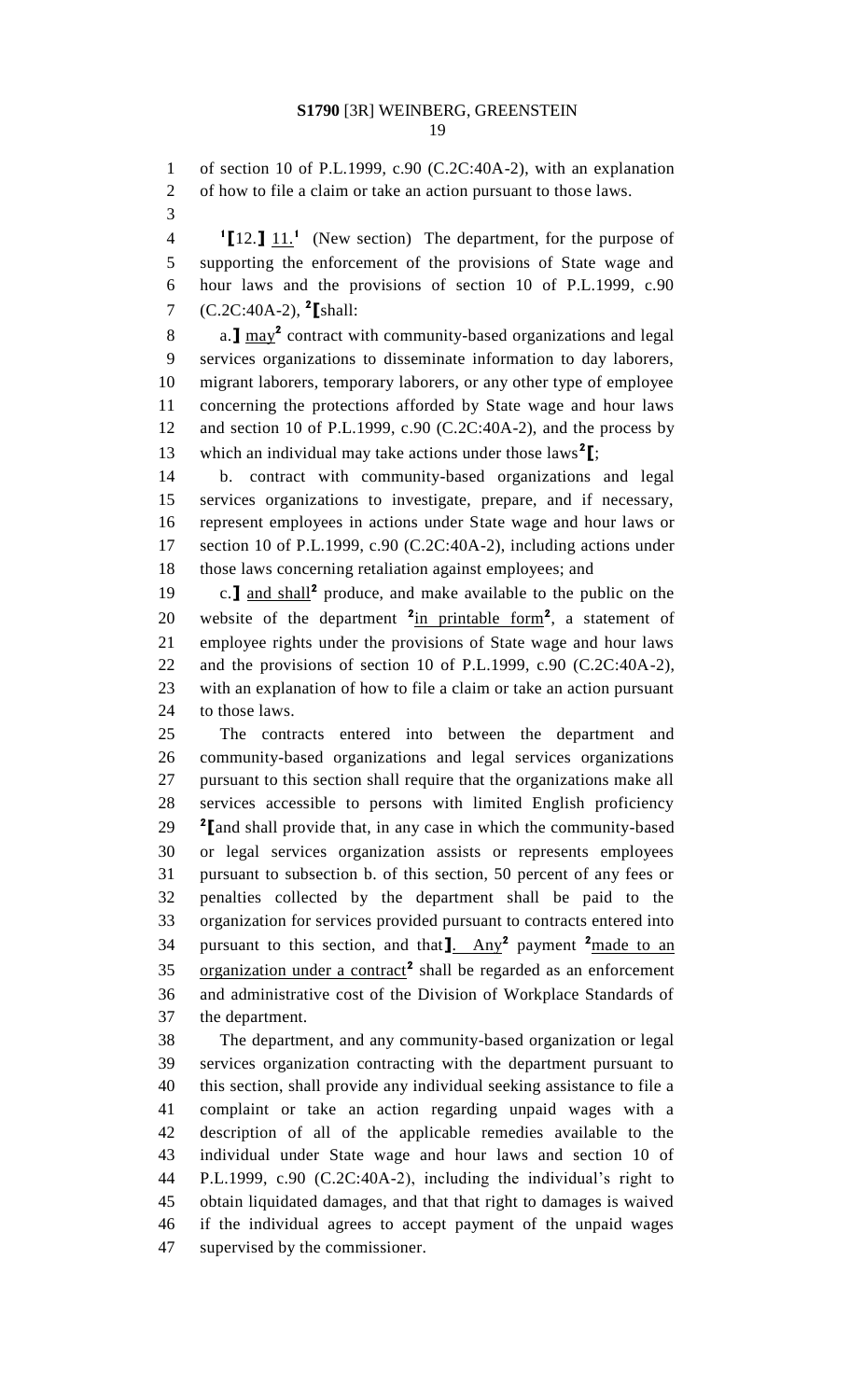of section 10 of P.L.1999, c.90 (C.2C:40A-2), with an explanation of how to file a claim or take an action pursuant to those laws.

[1][12.] 11.[1] (New section) The department, for the purpose of supporting the enforcement of the provisions of State wage and hour laws and the provisions of section 10 of P.L.1999, c.90 (C.2C:40A-2), [2][shall:

a.] may[2] contract with community-based organizations and legal services organizations to disseminate information to day laborers, migrant laborers, temporary laborers, or any other type of employee concerning the protections afforded by State wage and hour laws and section 10 of P.L.1999, c.90 (C.2C:40A-2), and the process by which an individual may take actions under those laws[2][;

b. contract with community-based organizations and legal services organizations to investigate, prepare, and if necessary, represent employees in actions under State wage and hour laws or section 10 of P.L.1999, c.90 (C.2C:40A-2), including actions under those laws concerning retaliation against employees; and

c.] and shall[2] produce, and make available to the public on the website of the department [2]in printable form[2], a statement of employee rights under the provisions of State wage and hour laws and the provisions of section 10 of P.L.1999, c.90 (C.2C:40A-2), with an explanation of how to file a claim or take an action pursuant to those laws.

The contracts entered into between the department and community-based organizations and legal services organizations pursuant to this section shall require that the organizations make all services accessible to persons with limited English proficiency [2][and shall provide that, in any case in which the community-based or legal services organization assists or represents employees pursuant to subsection b. of this section, 50 percent of any fees or penalties collected by the department shall be paid to the organization for services provided pursuant to contracts entered into pursuant to this section, and that]. Any[2] payment [2]made to an organization under a contract[2] shall be regarded as an enforcement and administrative cost of the Division of Workplace Standards of the department.

The department, and any community-based organization or legal services organization contracting with the department pursuant to this section, shall provide any individual seeking assistance to file a complaint or take an action regarding unpaid wages with a description of all of the applicable remedies available to the individual under State wage and hour laws and section 10 of P.L.1999, c.90 (C.2C:40A-2), including the individual's right to obtain liquidated damages, and that that right to damages is waived if the individual agrees to accept payment of the unpaid wages supervised by the commissioner.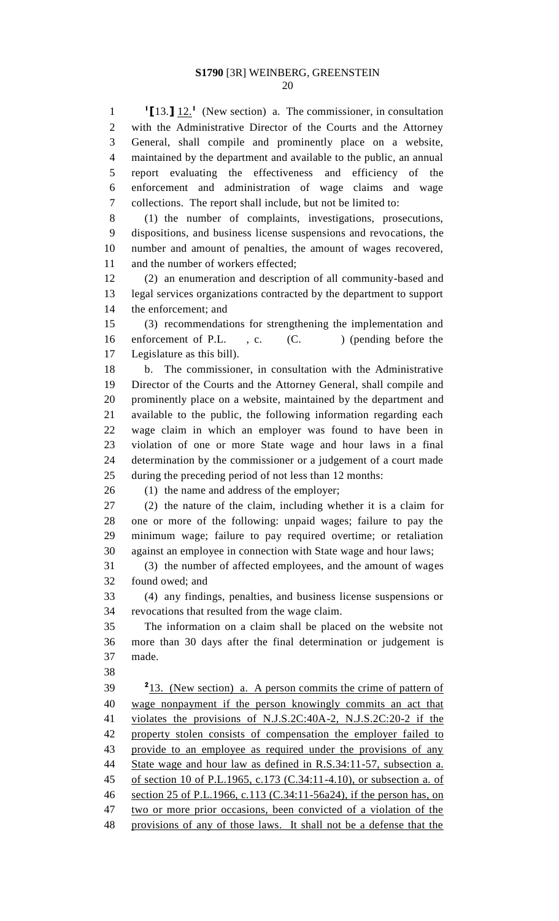[1]⟦13.⟧ 12.[1] (New section) a. The commissioner, in consultation with the Administrative Director of the Courts and the Attorney General, shall compile and prominently place on a website, maintained by the department and available to the public, an annual report evaluating the effectiveness and efficiency of the enforcement and administration of wage claims and wage collections. The report shall include, but not be limited to:

(1) the number of complaints, investigations, prosecutions, dispositions, and business license suspensions and revocations, the number and amount of penalties, the amount of wages recovered, and the number of workers effected;

(2) an enumeration and description of all community-based and legal services organizations contracted by the department to support the enforcement; and

(3) recommendations for strengthening the implementation and enforcement of P.L. , c. (C. ) (pending before the Legislature as this bill).

b. The commissioner, in consultation with the Administrative Director of the Courts and the Attorney General, shall compile and prominently place on a website, maintained by the department and available to the public, the following information regarding each wage claim in which an employer was found to have been in violation of one or more State wage and hour laws in a final determination by the commissioner or a judgement of a court made during the preceding period of not less than 12 months:

(1) the name and address of the employer;

(2) the nature of the claim, including whether it is a claim for one or more of the following: unpaid wages; failure to pay the minimum wage; failure to pay required overtime; or retaliation against an employee in connection with State wage and hour laws;

(3) the number of affected employees, and the amount of wages found owed; and

(4) any findings, penalties, and business license suspensions or revocations that resulted from the wage claim.

The information on a claim shall be placed on the website not more than 30 days after the final determination or judgement is made.

[2]13. (New section) a. A person commits the crime of pattern of wage nonpayment if the person knowingly commits an act that violates the provisions of N.J.S.2C:40A-2, N.J.S.2C:20-2 if the property stolen consists of compensation the employer failed to provide to an employee as required under the provisions of any State wage and hour law as defined in R.S.34:11-57, subsection a. of section 10 of P.L.1965, c.173 (C.34:11-4.10), or subsection a. of section 25 of P.L.1966, c.113 (C.34:11-56a24), if the person has, on two or more prior occasions, been convicted of a violation of the provisions of any of those laws. It shall not be a defense that the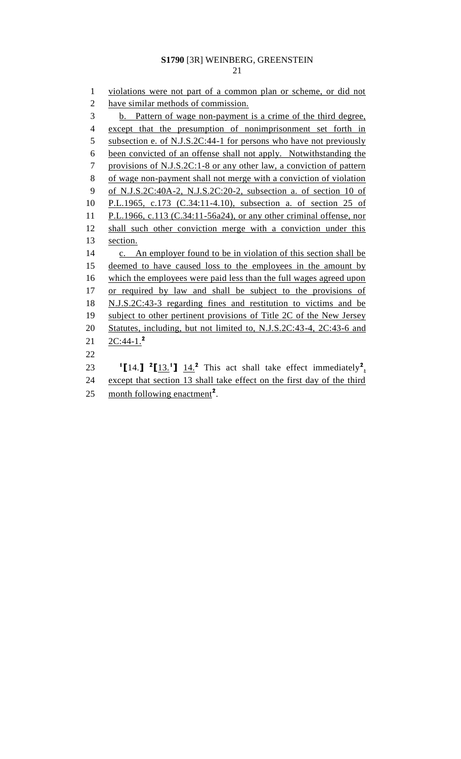violations were not part of a common plan or scheme, or did not have similar methods of commission.

b. Pattern of wage non-payment is a crime of the third degree, except that the presumption of nonimprisonment set forth in subsection e. of N.J.S.2C:44-1 for persons who have not previously been convicted of an offense shall not apply. Notwithstanding the provisions of N.J.S.2C:1-8 or any other law, a conviction of pattern of wage non-payment shall not merge with a conviction of violation of N.J.S.2C:40A-2, N.J.S.2C:20-2, subsection a. of section 10 of P.L.1965, c.173 (C.34:11-4.10), subsection a. of section 25 of P.L.1966, c.113 (C.34:11-56a24), or any other criminal offense, nor shall such other conviction merge with a conviction under this section.

c. An employer found to be in violation of this section shall be deemed to have caused loss to the employees in the amount by which the employees were paid less than the full wages agreed upon or required by law and shall be subject to the provisions of N.J.S.2C:43-3 regarding fines and restitution to victims and be subject to other pertinent provisions of Title 2C of the New Jersey Statutes, including, but not limited to, N.J.S.2C:43-4, 2C:43-6 and 2C:44-1.[2]

[1][14.] [2][13.[1]] 14.[2] This act shall take effect immediately[2], except that section 13 shall take effect on the first day of the third month following enactment[2].